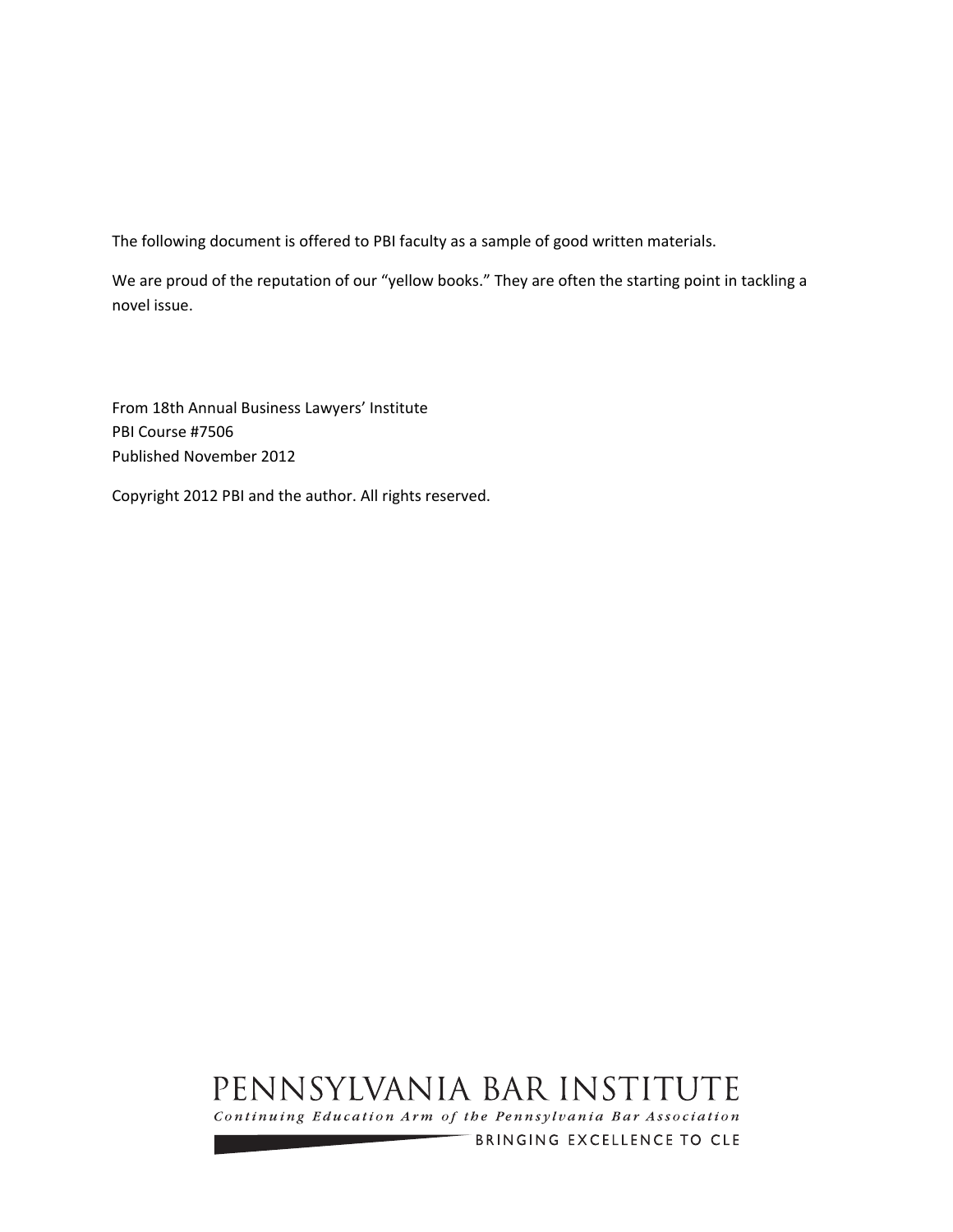The following document is offered to PBI faculty as a sample of good written materials.

We are proud of the reputation of our "yellow books." They are often the starting point in tackling a novel issue.

From 18th Annual Business Lawyers' Institute
PBI Course #7506
Published November 2012

Copyright 2012 PBI and the author. All rights reserved.

PENNSYLVANIA BAR INSTITUTE

*Continuing Education Arm of the Pennsylvania Bar Association*

BRINGING EXCELLENCE TO CLE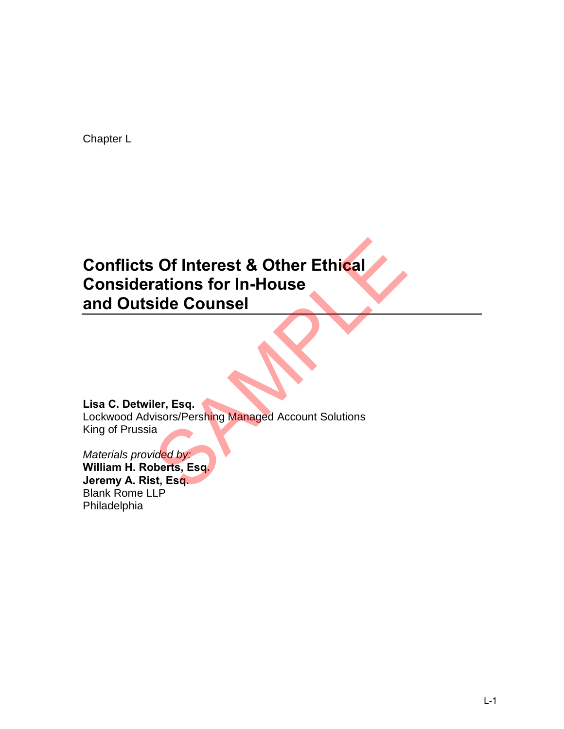Chapter L

# Conflicts Of Interest & Other Ethical Considerations for In-House and Outside Counsel

**Lisa C. Detwiler, Esq.**
Lockwood Advisors/Pershing Managed Account Solutions
King of Prussia

*Materials provided by:*
**William H. Roberts, Esq.**
**Jeremy A. Rist, Esq.**
Blank Rome LLP
Philadelphia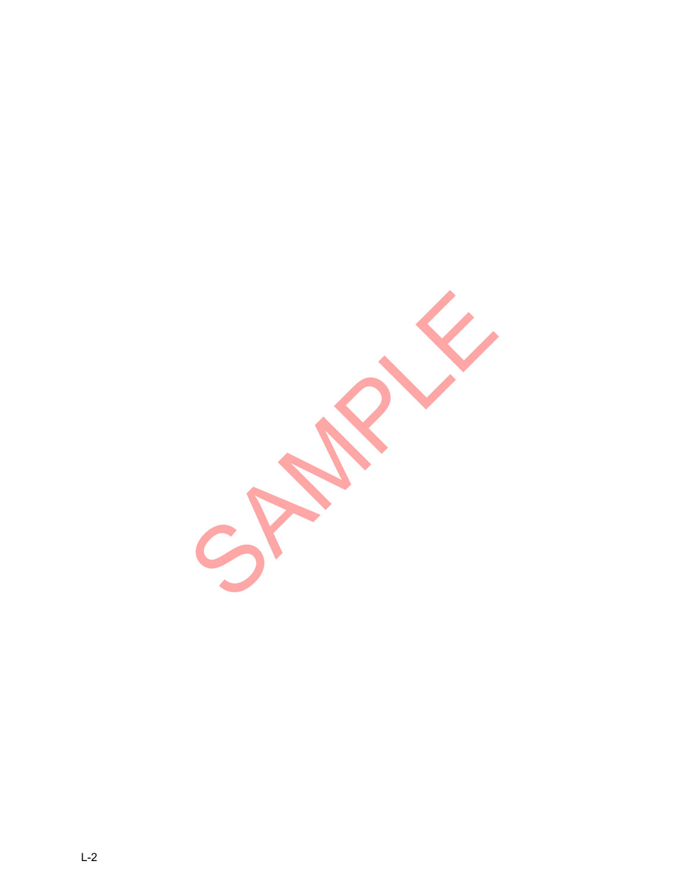SAMPLE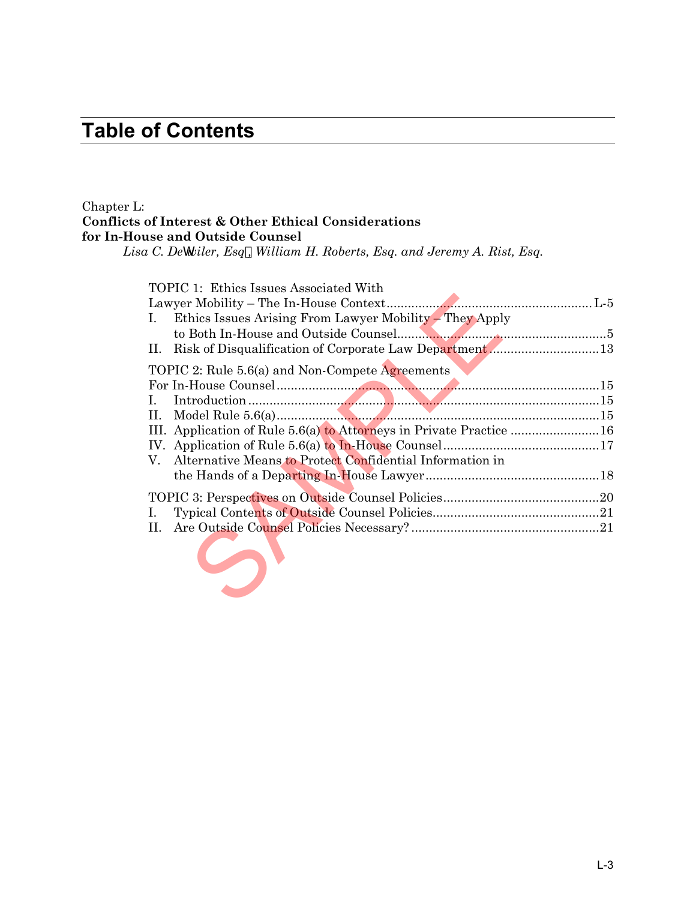# Table of Contents

Chapter L:
**Conflicts of Interest & Other Ethical Considerations for In-House and Outside Counsel**
*Lisa C. DeWiler, Esq., William H. Roberts, Esq. and Jeremy A. Rist, Esq.*

TOPIC 1: Ethics Issues Associated With Lawyer Mobility – The In-House Context ........ L-5

- I. Ethics Issues Arising From Lawyer Mobility – They Apply to Both In-House and Outside Counsel ........ 5
- II. Risk of Disqualification of Corporate Law Department ........ 13

TOPIC 2: Rule 5.6(a) and Non-Compete Agreements For In-House Counsel ........ 15

- I. Introduction ........ 15
- II. Model Rule 5.6(a) ........ 15
- III. Application of Rule 5.6(a) to Attorneys in Private Practice ........ 16
- IV. Application of Rule 5.6(a) to In-House Counsel ........ 17
- V. Alternative Means to Protect Confidential Information in the Hands of a Departing In-House Lawyer ........ 18

TOPIC 3: Perspectives on Outside Counsel Policies ........ 20

- I. Typical Contents of Outside Counsel Policies ........ 21
- II. Are Outside Counsel Policies Necessary? ........ 21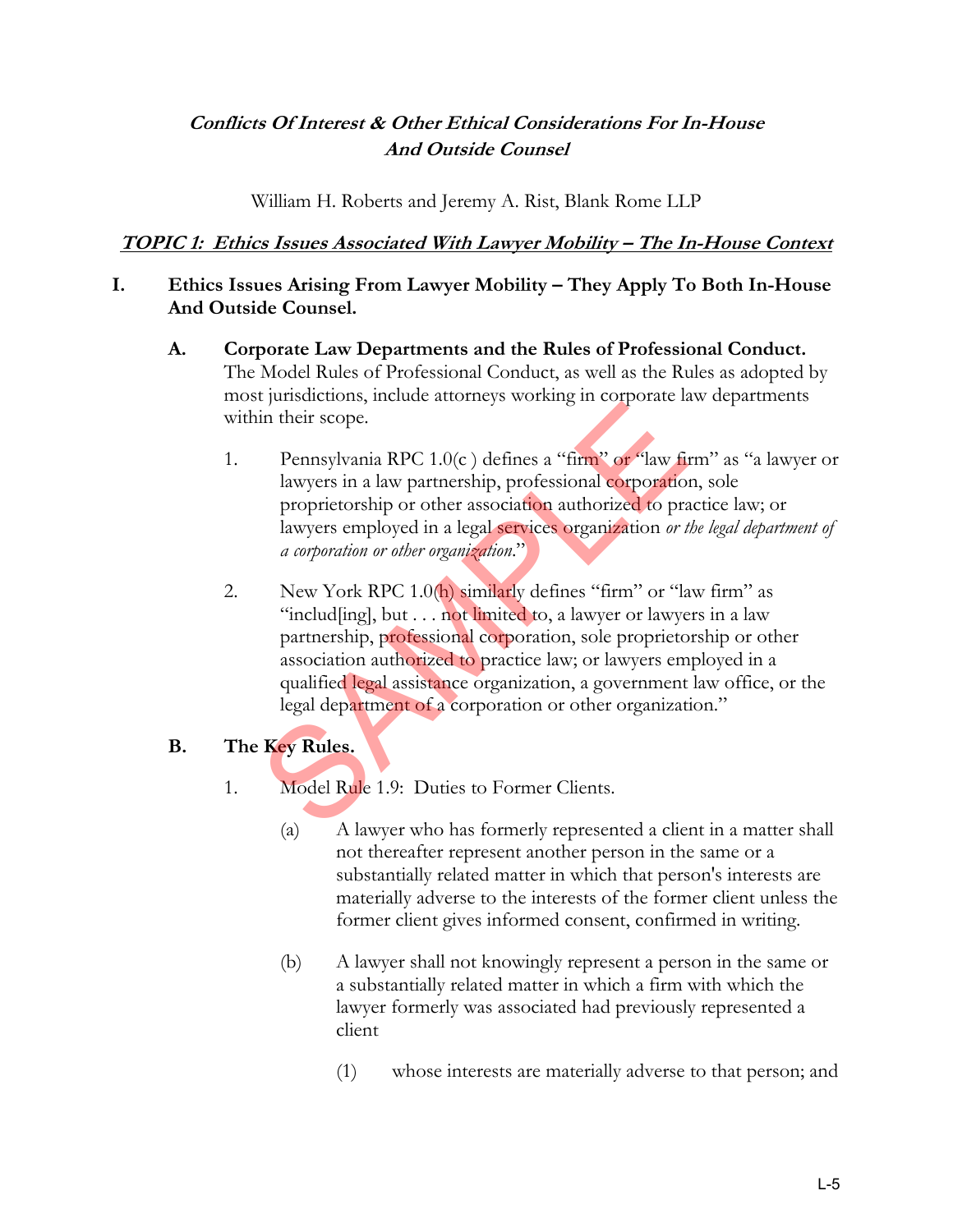***Conflicts Of Interest & Other Ethical Considerations For In-House And Outside Counsel***

William H. Roberts and Jeremy A. Rist, Blank Rome LLP

***TOPIC 1: Ethics Issues Associated With Lawyer Mobility – The In-House Context***

## I. Ethics Issues Arising From Lawyer Mobility – They Apply To Both In-House And Outside Counsel.

### A. Corporate Law Departments and the Rules of Professional Conduct.

The Model Rules of Professional Conduct, as well as the Rules as adopted by most jurisdictions, include attorneys working in corporate law departments within their scope.

1. Pennsylvania RPC 1.0(c ) defines a "firm" or "law firm" as "a lawyer or lawyers in a law partnership, professional corporation, sole proprietorship or other association authorized to practice law; or lawyers employed in a legal services organization *or the legal department of a corporation or other organization*."

2. New York RPC 1.0(h) similarly defines "firm" or "law firm" as "includ[ing], but . . . not limited to, a lawyer or lawyers in a law partnership, professional corporation, sole proprietorship or other association authorized to practice law; or lawyers employed in a qualified legal assistance organization, a government law office, or the legal department of a corporation or other organization."

### B. The Key Rules.

1. Model Rule 1.9: Duties to Former Clients.

   (a) A lawyer who has formerly represented a client in a matter shall not thereafter represent another person in the same or a substantially related matter in which that person's interests are materially adverse to the interests of the former client unless the former client gives informed consent, confirmed in writing.

   (b) A lawyer shall not knowingly represent a person in the same or a substantially related matter in which a firm with which the lawyer formerly was associated had previously represented a client

      (1) whose interests are materially adverse to that person; and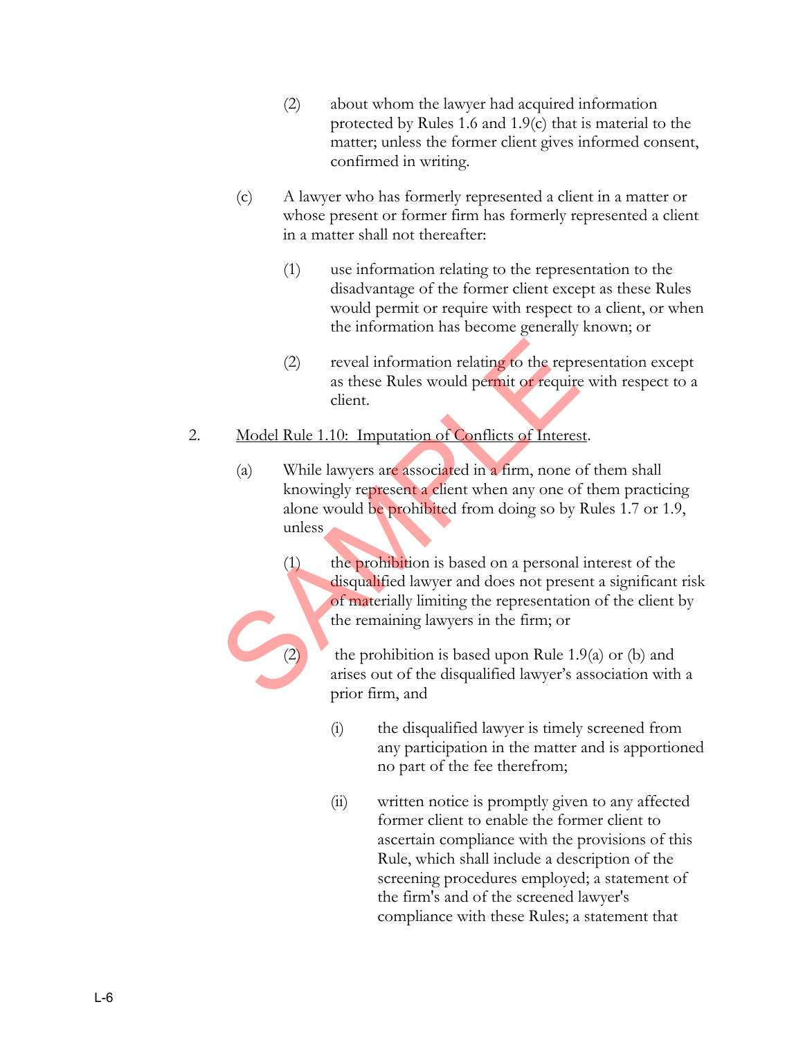(2) about whom the lawyer had acquired information protected by Rules 1.6 and 1.9(c) that is material to the matter; unless the former client gives informed consent, confirmed in writing.

(c) A lawyer who has formerly represented a client in a matter or whose present or former firm has formerly represented a client in a matter shall not thereafter:

(1) use information relating to the representation to the disadvantage of the former client except as these Rules would permit or require with respect to a client, or when the information has become generally known; or

(2) reveal information relating to the representation except as these Rules would permit or require with respect to a client.

2. <u>Model Rule 1.10: Imputation of Conflicts of Interest</u>.

(a) While lawyers are associated in a firm, none of them shall knowingly represent a client when any one of them practicing alone would be prohibited from doing so by Rules 1.7 or 1.9, unless

(1) the prohibition is based on a personal interest of the disqualified lawyer and does not present a significant risk of materially limiting the representation of the client by the remaining lawyers in the firm; or

(2) the prohibition is based upon Rule 1.9(a) or (b) and arises out of the disqualified lawyer's association with a prior firm, and

(i) the disqualified lawyer is timely screened from any participation in the matter and is apportioned no part of the fee therefrom;

(ii) written notice is promptly given to any affected former client to enable the former client to ascertain compliance with the provisions of this Rule, which shall include a description of the screening procedures employed; a statement of the firm's and of the screened lawyer's compliance with these Rules; a statement that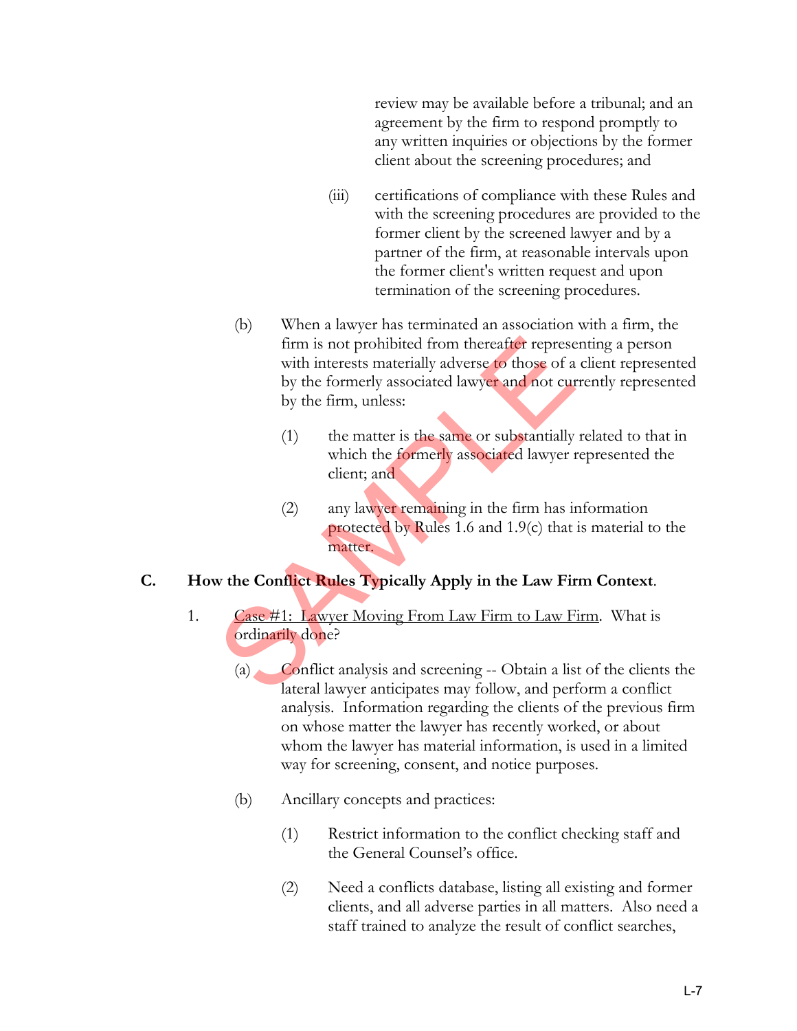review may be available before a tribunal; and an agreement by the firm to respond promptly to any written inquiries or objections by the former client about the screening procedures; and

(iii) certifications of compliance with these Rules and with the screening procedures are provided to the former client by the screened lawyer and by a partner of the firm, at reasonable intervals upon the former client's written request and upon termination of the screening procedures.

(b) When a lawyer has terminated an association with a firm, the firm is not prohibited from thereafter representing a person with interests materially adverse to those of a client represented by the formerly associated lawyer and not currently represented by the firm, unless:

(1) the matter is the same or substantially related to that in which the formerly associated lawyer represented the client; and

(2) any lawyer remaining in the firm has information protected by Rules 1.6 and 1.9(c) that is material to the matter.

## C. How the Conflict Rules Typically Apply in the Law Firm Context.

1. <u>Case #1: Lawyer Moving From Law Firm to Law Firm</u>. What is ordinarily done?

(a) Conflict analysis and screening -- Obtain a list of the clients the lateral lawyer anticipates may follow, and perform a conflict analysis. Information regarding the clients of the previous firm on whose matter the lawyer has recently worked, or about whom the lawyer has material information, is used in a limited way for screening, consent, and notice purposes.

(b) Ancillary concepts and practices:

(1) Restrict information to the conflict checking staff and the General Counsel's office.

(2) Need a conflicts database, listing all existing and former clients, and all adverse parties in all matters. Also need a staff trained to analyze the result of conflict searches,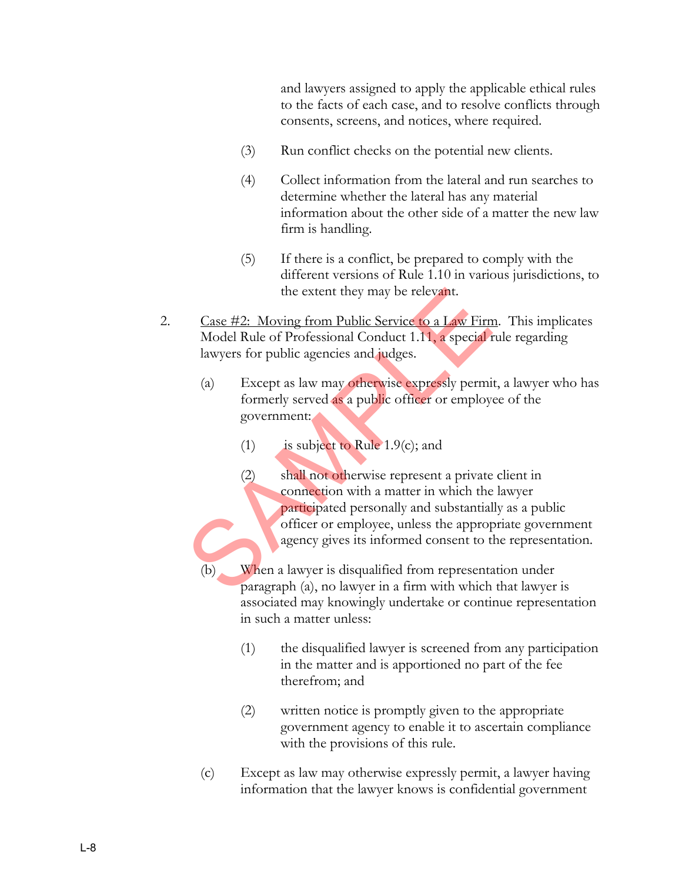and lawyers assigned to apply the applicable ethical rules to the facts of each case, and to resolve conflicts through consents, screens, and notices, where required.

(3) Run conflict checks on the potential new clients.

(4) Collect information from the lateral and run searches to determine whether the lateral has any material information about the other side of a matter the new law firm is handling.

(5) If there is a conflict, be prepared to comply with the different versions of Rule 1.10 in various jurisdictions, to the extent they may be relevant.

2. Case #2: Moving from Public Service to a Law Firm. This implicates Model Rule of Professional Conduct 1.11, a special rule regarding lawyers for public agencies and judges.

(a) Except as law may otherwise expressly permit, a lawyer who has formerly served as a public officer or employee of the government:

(1) is subject to Rule 1.9(c); and

(2) shall not otherwise represent a private client in connection with a matter in which the lawyer participated personally and substantially as a public officer or employee, unless the appropriate government agency gives its informed consent to the representation.

(b) When a lawyer is disqualified from representation under paragraph (a), no lawyer in a firm with which that lawyer is associated may knowingly undertake or continue representation in such a matter unless:

(1) the disqualified lawyer is screened from any participation in the matter and is apportioned no part of the fee therefrom; and

(2) written notice is promptly given to the appropriate government agency to enable it to ascertain compliance with the provisions of this rule.

(c) Except as law may otherwise expressly permit, a lawyer having information that the lawyer knows is confidential government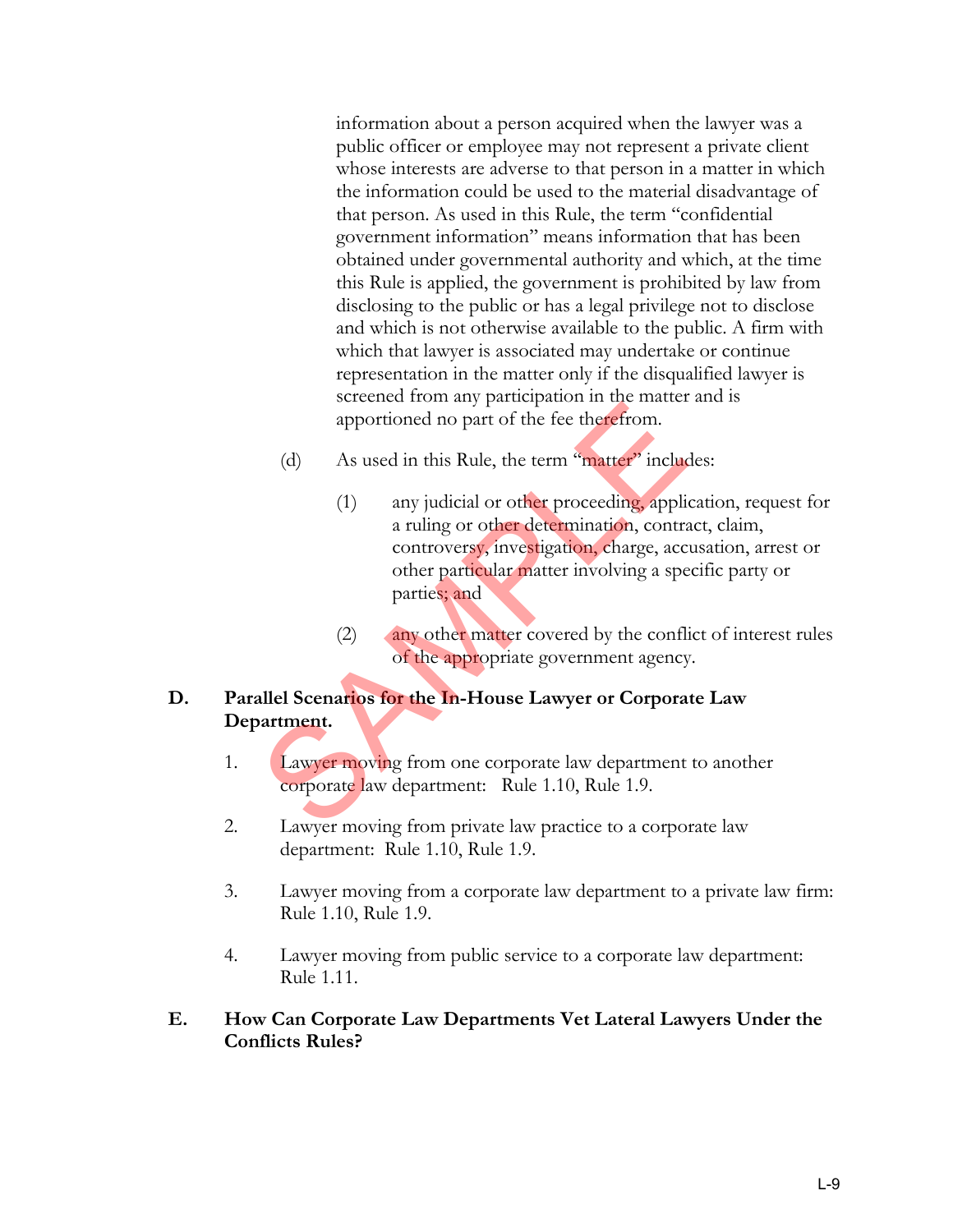information about a person acquired when the lawyer was a public officer or employee may not represent a private client whose interests are adverse to that person in a matter in which the information could be used to the material disadvantage of that person. As used in this Rule, the term "confidential government information" means information that has been obtained under governmental authority and which, at the time this Rule is applied, the government is prohibited by law from disclosing to the public or has a legal privilege not to disclose and which is not otherwise available to the public. A firm with which that lawyer is associated may undertake or continue representation in the matter only if the disqualified lawyer is screened from any participation in the matter and is apportioned no part of the fee therefrom.

(d) As used in this Rule, the term "matter" includes:

(1) any judicial or other proceeding, application, request for a ruling or other determination, contract, claim, controversy, investigation, charge, accusation, arrest or other particular matter involving a specific party or parties; and

(2) any other matter covered by the conflict of interest rules of the appropriate government agency.

## D. Parallel Scenarios for the In-House Lawyer or Corporate Law Department.

1. Lawyer moving from one corporate law department to another corporate law department: Rule 1.10, Rule 1.9.

2. Lawyer moving from private law practice to a corporate law department: Rule 1.10, Rule 1.9.

3. Lawyer moving from a corporate law department to a private law firm: Rule 1.10, Rule 1.9.

4. Lawyer moving from public service to a corporate law department: Rule 1.11.

## E. How Can Corporate Law Departments Vet Lateral Lawyers Under the Conflicts Rules?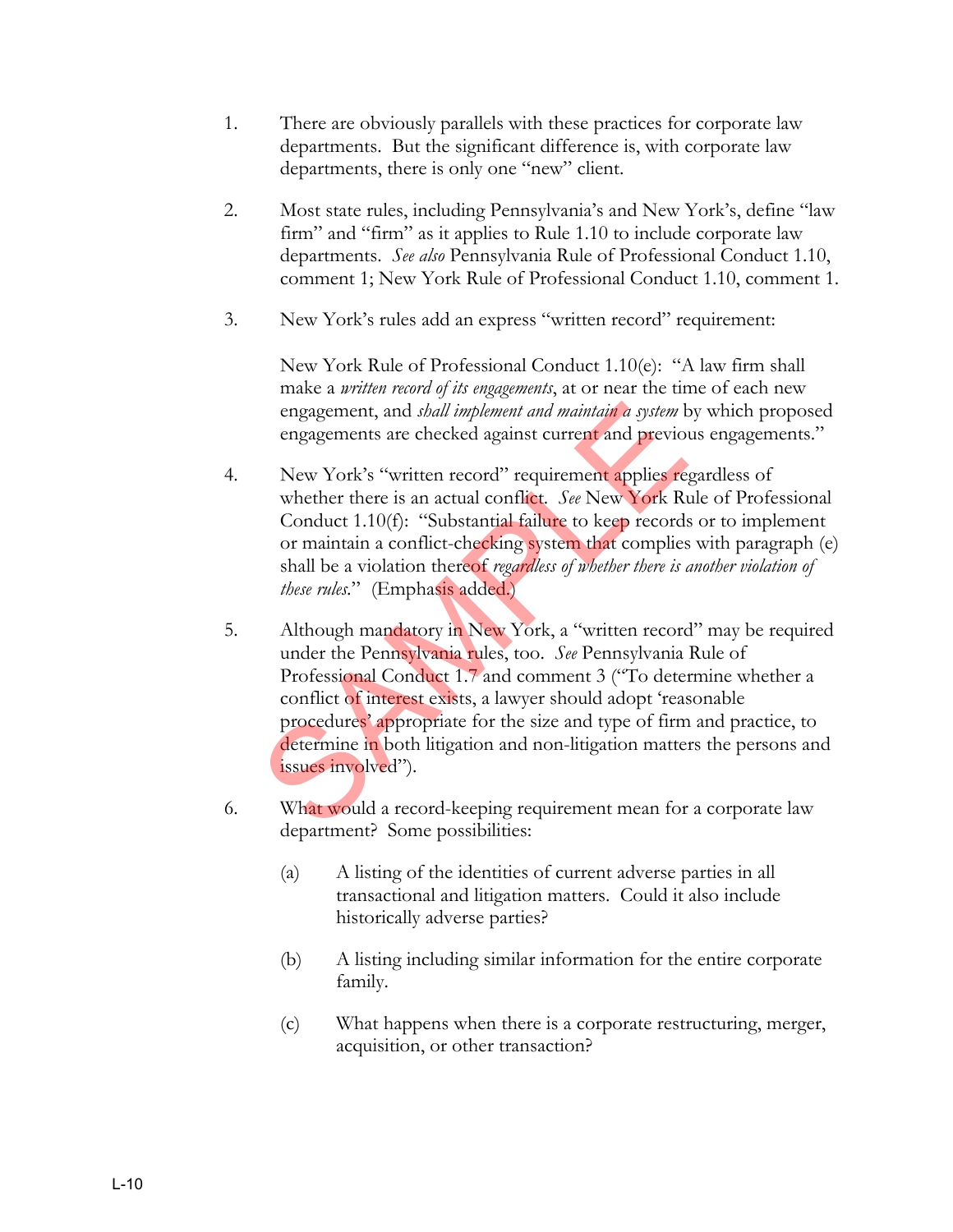1. There are obviously parallels with these practices for corporate law departments. But the significant difference is, with corporate law departments, there is only one "new" client.

2. Most state rules, including Pennsylvania's and New York's, define "law firm" and "firm" as it applies to Rule 1.10 to include corporate law departments. *See also* Pennsylvania Rule of Professional Conduct 1.10, comment 1; New York Rule of Professional Conduct 1.10, comment 1.

3. New York's rules add an express "written record" requirement:

   New York Rule of Professional Conduct 1.10(e): "A law firm shall make a *written record of its engagements*, at or near the time of each new engagement, and *shall implement and maintain a system* by which proposed engagements are checked against current and previous engagements."

4. New York's "written record" requirement applies regardless of whether there is an actual conflict. *See* New York Rule of Professional Conduct 1.10(f): "Substantial failure to keep records or to implement or maintain a conflict-checking system that complies with paragraph (e) shall be a violation thereof *regardless of whether there is another violation of these rules*." (Emphasis added.)

5. Although mandatory in New York, a "written record" may be required under the Pennsylvania rules, too. *See* Pennsylvania Rule of Professional Conduct 1.7 and comment 3 ("To determine whether a conflict of interest exists, a lawyer should adopt 'reasonable procedures' appropriate for the size and type of firm and practice, to determine in both litigation and non-litigation matters the persons and issues involved").

6. What would a record-keeping requirement mean for a corporate law department? Some possibilities:

   (a) A listing of the identities of current adverse parties in all transactional and litigation matters. Could it also include historically adverse parties?

   (b) A listing including similar information for the entire corporate family.

   (c) What happens when there is a corporate restructuring, merger, acquisition, or other transaction?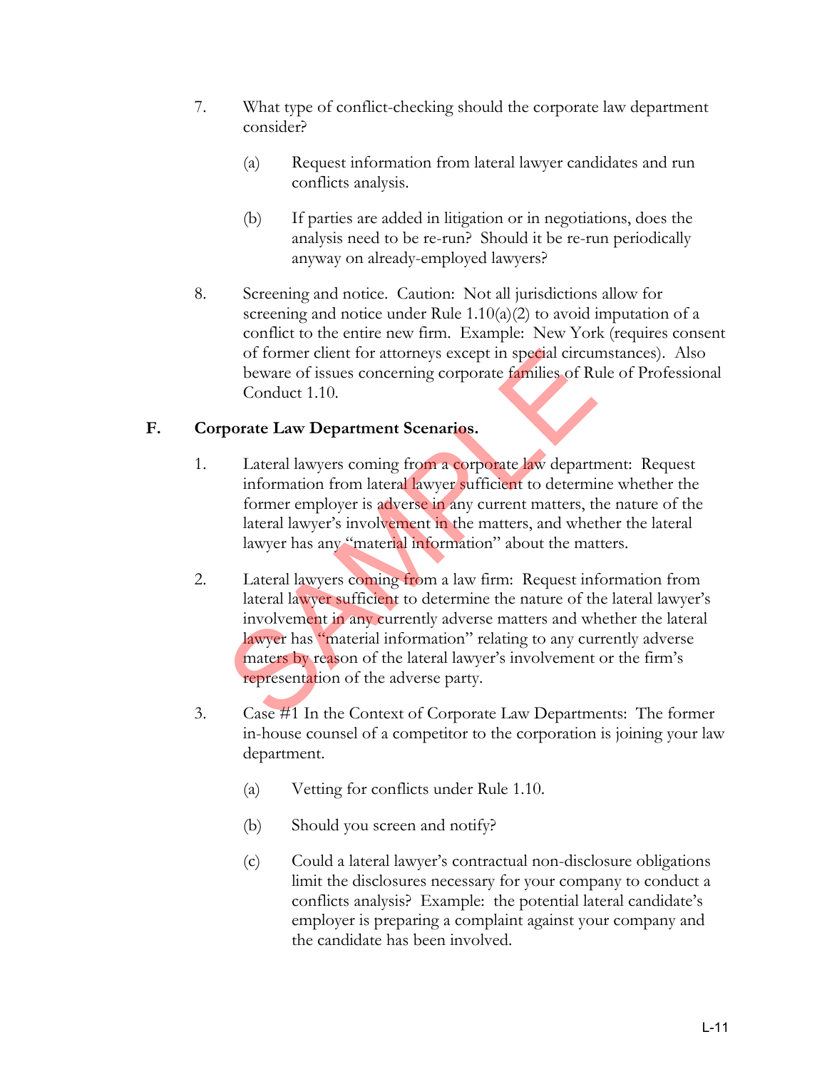7. What type of conflict-checking should the corporate law department consider?

   (a) Request information from lateral lawyer candidates and run conflicts analysis.

   (b) If parties are added in litigation or in negotiations, does the analysis need to be re-run? Should it be re-run periodically anyway on already-employed lawyers?

8. Screening and notice. Caution: Not all jurisdictions allow for screening and notice under Rule 1.10(a)(2) to avoid imputation of a conflict to the entire new firm. Example: New York (requires consent of former client for attorneys except in special circumstances). Also beware of issues concerning corporate families of Rule of Professional Conduct 1.10.

## F. Corporate Law Department Scenarios.

1. Lateral lawyers coming from a corporate law department: Request information from lateral lawyer sufficient to determine whether the former employer is adverse in any current matters, the nature of the lateral lawyer's involvement in the matters, and whether the lateral lawyer has any "material information" about the matters.

2. Lateral lawyers coming from a law firm: Request information from lateral lawyer sufficient to determine the nature of the lateral lawyer's involvement in any currently adverse matters and whether the lateral lawyer has "material information" relating to any currently adverse maters by reason of the lateral lawyer's involvement or the firm's representation of the adverse party.

3. Case #1 In the Context of Corporate Law Departments: The former in-house counsel of a competitor to the corporation is joining your law department.

   (a) Vetting for conflicts under Rule 1.10.

   (b) Should you screen and notify?

   (c) Could a lateral lawyer's contractual non-disclosure obligations limit the disclosures necessary for your company to conduct a conflicts analysis? Example: the potential lateral candidate's employer is preparing a complaint against your company and the candidate has been involved.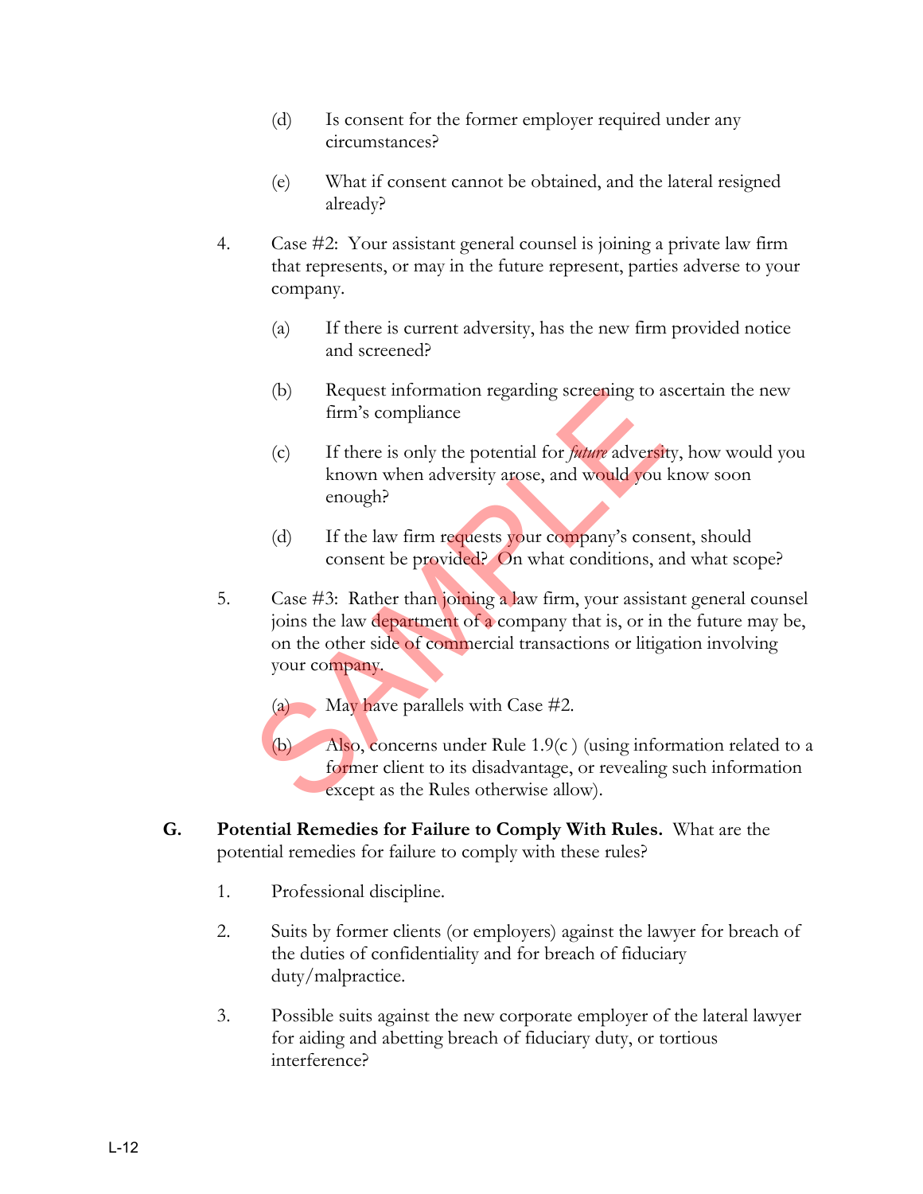(d) Is consent for the former employer required under any circumstances?

(e) What if consent cannot be obtained, and the lateral resigned already?

4. Case #2: Your assistant general counsel is joining a private law firm that represents, or may in the future represent, parties adverse to your company.

   (a) If there is current adversity, has the new firm provided notice and screened?

   (b) Request information regarding screening to ascertain the new firm's compliance

   (c) If there is only the potential for *future* adversity, how would you known when adversity arose, and would you know soon enough?

   (d) If the law firm requests your company's consent, should consent be provided? On what conditions, and what scope?

5. Case #3: Rather than joining a law firm, your assistant general counsel joins the law department of a company that is, or in the future may be, on the other side of commercial transactions or litigation involving your company.

   (a) May have parallels with Case #2.

   (b) Also, concerns under Rule 1.9(c ) (using information related to a former client to its disadvantage, or revealing such information except as the Rules otherwise allow).

**G. Potential Remedies for Failure to Comply With Rules.** What are the potential remedies for failure to comply with these rules?

1. Professional discipline.

2. Suits by former clients (or employers) against the lawyer for breach of the duties of confidentiality and for breach of fiduciary duty/malpractice.

3. Possible suits against the new corporate employer of the lateral lawyer for aiding and abetting breach of fiduciary duty, or tortious interference?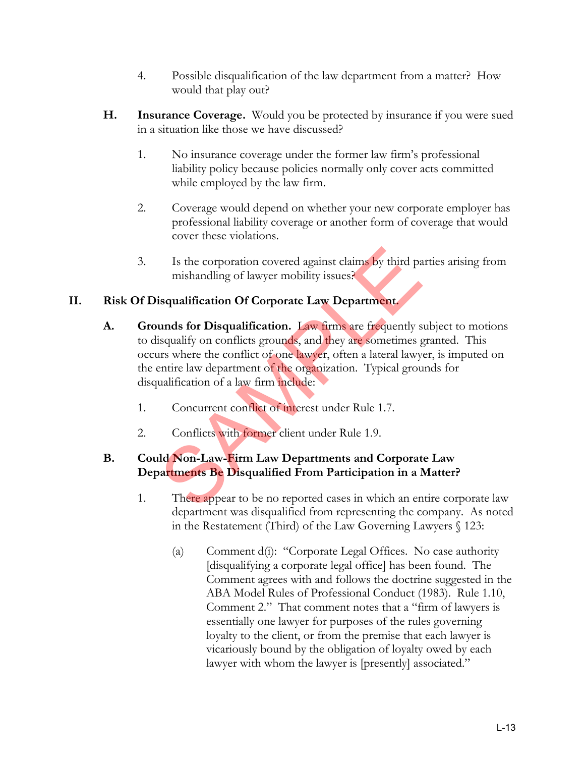4. Possible disqualification of the law department from a matter? How would that play out?

**H. Insurance Coverage.** Would you be protected by insurance if you were sued in a situation like those we have discussed?

1. No insurance coverage under the former law firm's professional liability policy because policies normally only cover acts committed while employed by the law firm.

2. Coverage would depend on whether your new corporate employer has professional liability coverage or another form of coverage that would cover these violations.

3. Is the corporation covered against claims by third parties arising from mishandling of lawyer mobility issues?

## II. Risk Of Disqualification Of Corporate Law Department.

**A. Grounds for Disqualification.** Law firms are frequently subject to motions to disqualify on conflicts grounds, and they are sometimes granted. This occurs where the conflict of one lawyer, often a lateral lawyer, is imputed on the entire law department of the organization. Typical grounds for disqualification of a law firm include:

1. Concurrent conflict of interest under Rule 1.7.

2. Conflicts with former client under Rule 1.9.

**B. Could Non-Law-Firm Law Departments and Corporate Law Departments Be Disqualified From Participation in a Matter?**

1. There appear to be no reported cases in which an entire corporate law department was disqualified from representing the company. As noted in the Restatement (Third) of the Law Governing Lawyers § 123:

   (a) Comment d(i): "Corporate Legal Offices. No case authority [disqualifying a corporate legal office] has been found. The Comment agrees with and follows the doctrine suggested in the ABA Model Rules of Professional Conduct (1983). Rule 1.10, Comment 2." That comment notes that a "firm of lawyers is essentially one lawyer for purposes of the rules governing loyalty to the client, or from the premise that each lawyer is vicariously bound by the obligation of loyalty owed by each lawyer with whom the lawyer is [presently] associated."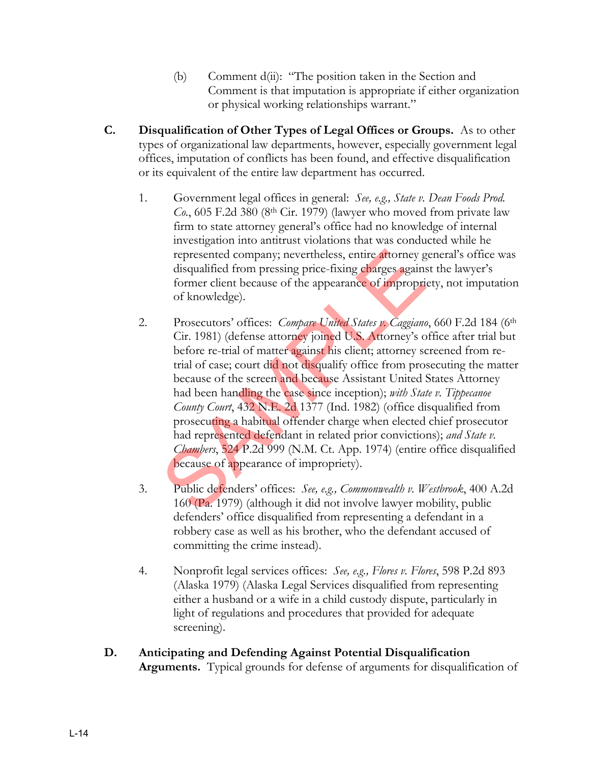(b) Comment d(ii): "The position taken in the Section and Comment is that imputation is appropriate if either organization or physical working relationships warrant."

**C. Disqualification of Other Types of Legal Offices or Groups.** As to other types of organizational law departments, however, especially government legal offices, imputation of conflicts has been found, and effective disqualification or its equivalent of the entire law department has occurred.

1. Government legal offices in general: *See, e.g., State v. Dean Foods Prod. Co.*, 605 F.2d 380 (8th Cir. 1979) (lawyer who moved from private law firm to state attorney general's office had no knowledge of internal investigation into antitrust violations that was conducted while he represented company; nevertheless, entire attorney general's office was disqualified from pressing price-fixing charges against the lawyer's former client because of the appearance of impropriety, not imputation of knowledge).

2. Prosecutors' offices: *Compare United States v. Caggiano*, 660 F.2d 184 (6th Cir. 1981) (defense attorney joined U.S. Attorney's office after trial but before re-trial of matter against his client; attorney screened from re-trial of case; court did not disqualify office from prosecuting the matter because of the screen and because Assistant United States Attorney had been handling the case since inception); *with State v. Tippecanoe County Court*, 432 N.E. 2d 1377 (Ind. 1982) (office disqualified from prosecuting a habitual offender charge when elected chief prosecutor had represented defendant in related prior convictions); *and State v. Chambers*, 524 P.2d 999 (N.M. Ct. App. 1974) (entire office disqualified because of appearance of impropriety).

3. Public defenders' offices: *See, e.g., Commonwealth v. Westbrook*, 400 A.2d 160 (Pa. 1979) (although it did not involve lawyer mobility, public defenders' office disqualified from representing a defendant in a robbery case as well as his brother, who the defendant accused of committing the crime instead).

4. Nonprofit legal services offices: *See, e.g., Flores v. Flores*, 598 P.2d 893 (Alaska 1979) (Alaska Legal Services disqualified from representing either a husband or a wife in a child custody dispute, particularly in light of regulations and procedures that provided for adequate screening).

**D. Anticipating and Defending Against Potential Disqualification Arguments.** Typical grounds for defense of arguments for disqualification of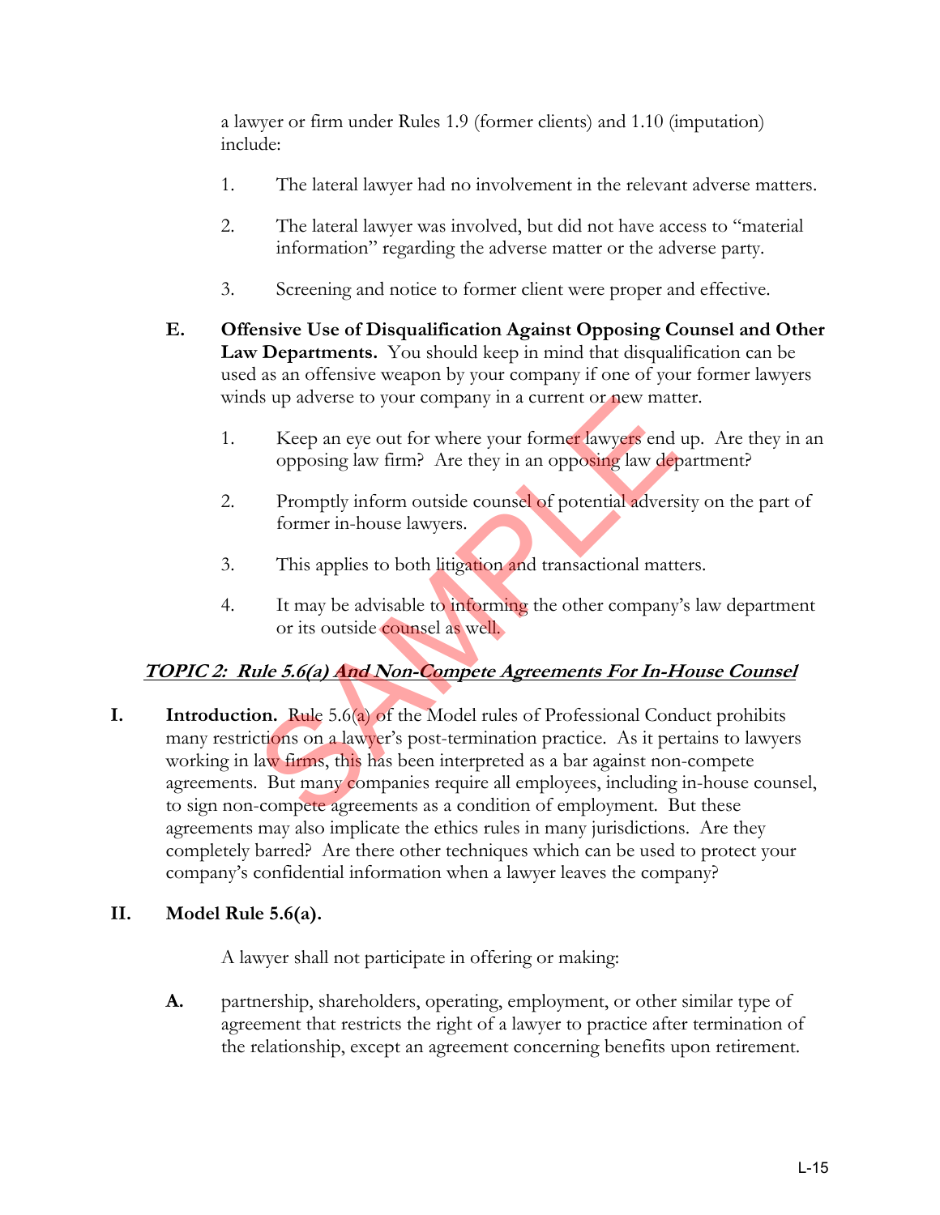a lawyer or firm under Rules 1.9 (former clients) and 1.10 (imputation) include:

1. The lateral lawyer had no involvement in the relevant adverse matters.

2. The lateral lawyer was involved, but did not have access to "material information" regarding the adverse matter or the adverse party.

3. Screening and notice to former client were proper and effective.

**E. Offensive Use of Disqualification Against Opposing Counsel and Other Law Departments.** You should keep in mind that disqualification can be used as an offensive weapon by your company if one of your former lawyers winds up adverse to your company in a current or new matter.

1. Keep an eye out for where your former lawyers end up. Are they in an opposing law firm? Are they in an opposing law department?

2. Promptly inform outside counsel of potential adversity on the part of former in-house lawyers.

3. This applies to both litigation and transactional matters.

4. It may be advisable to informing the other company's law department or its outside counsel as well.

## ***TOPIC 2: Rule 5.6(a) And Non-Compete Agreements For In-House Counsel***

**I. Introduction.** Rule 5.6(a) of the Model rules of Professional Conduct prohibits many restrictions on a lawyer's post-termination practice. As it pertains to lawyers working in law firms, this has been interpreted as a bar against non-compete agreements. But many companies require all employees, including in-house counsel, to sign non-compete agreements as a condition of employment. But these agreements may also implicate the ethics rules in many jurisdictions. Are they completely barred? Are there other techniques which can be used to protect your company's confidential information when a lawyer leaves the company?

**II. Model Rule 5.6(a).**

A lawyer shall not participate in offering or making:

**A.** partnership, shareholders, operating, employment, or other similar type of agreement that restricts the right of a lawyer to practice after termination of the relationship, except an agreement concerning benefits upon retirement.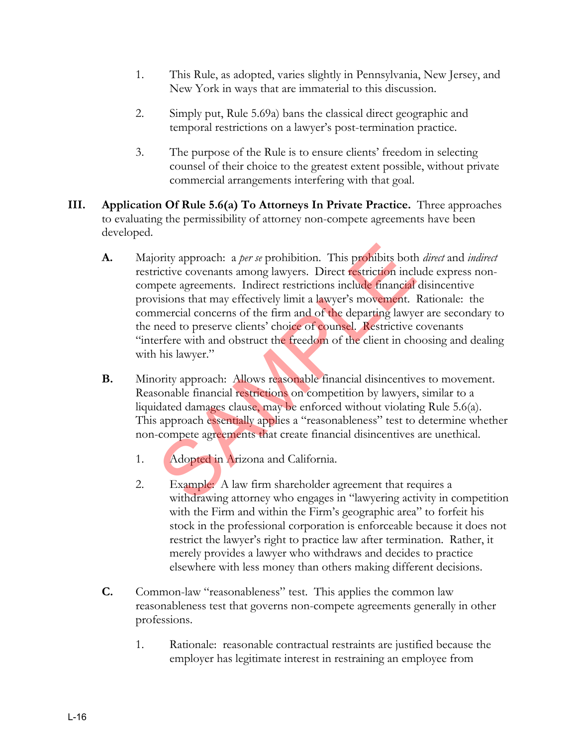1. This Rule, as adopted, varies slightly in Pennsylvania, New Jersey, and New York in ways that are immaterial to this discussion.

2. Simply put, Rule 5.69a) bans the classical direct geographic and temporal restrictions on a lawyer's post-termination practice.

3. The purpose of the Rule is to ensure clients' freedom in selecting counsel of their choice to the greatest extent possible, without private commercial arrangements interfering with that goal.

**III. Application Of Rule 5.6(a) To Attorneys In Private Practice.** Three approaches to evaluating the permissibility of attorney non-compete agreements have been developed.

**A.** Majority approach: a *per se* prohibition. This prohibits both *direct* and *indirect* restrictive covenants among lawyers. Direct restriction include express non-compete agreements. Indirect restrictions include financial disincentive provisions that may effectively limit a lawyer's movement. Rationale: the commercial concerns of the firm and of the departing lawyer are secondary to the need to preserve clients' choice of counsel. Restrictive covenants "interfere with and obstruct the freedom of the client in choosing and dealing with his lawyer."

**B.** Minority approach: Allows reasonable financial disincentives to movement. Reasonable financial restrictions on competition by lawyers, similar to a liquidated damages clause, may be enforced without violating Rule 5.6(a). This approach essentially applies a "reasonableness" test to determine whether non-compete agreements that create financial disincentives are unethical.

1. Adopted in Arizona and California.

2. Example: A law firm shareholder agreement that requires a withdrawing attorney who engages in "lawyering activity in competition with the Firm and within the Firm's geographic area" to forfeit his stock in the professional corporation is enforceable because it does not restrict the lawyer's right to practice law after termination. Rather, it merely provides a lawyer who withdraws and decides to practice elsewhere with less money than others making different decisions.

**C.** Common-law "reasonableness" test. This applies the common law reasonableness test that governs non-compete agreements generally in other professions.

1. Rationale: reasonable contractual restraints are justified because the employer has legitimate interest in restraining an employee from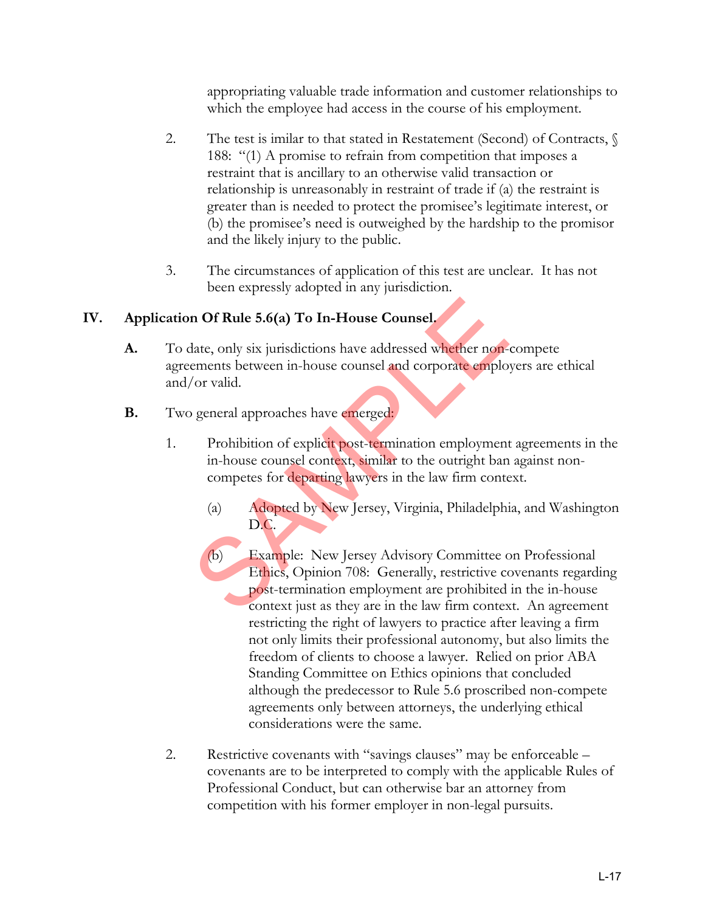appropriating valuable trade information and customer relationships to which the employee had access in the course of his employment.

2. The test is imilar to that stated in Restatement (Second) of Contracts, § 188: "(1) A promise to refrain from competition that imposes a restraint that is ancillary to an otherwise valid transaction or relationship is unreasonably in restraint of trade if (a) the restraint is greater than is needed to protect the promisee's legitimate interest, or (b) the promisee's need is outweighed by the hardship to the promisor and the likely injury to the public.

3. The circumstances of application of this test are unclear. It has not been expressly adopted in any jurisdiction.

## IV. Application Of Rule 5.6(a) To In-House Counsel.

**A.** To date, only six jurisdictions have addressed whether non-compete agreements between in-house counsel and corporate employers are ethical and/or valid.

**B.** Two general approaches have emerged:

1. Prohibition of explicit post-termination employment agreements in the in-house counsel context, similar to the outright ban against non-competes for departing lawyers in the law firm context.

   (a) Adopted by New Jersey, Virginia, Philadelphia, and Washington D.C.

   (b) Example: New Jersey Advisory Committee on Professional Ethics, Opinion 708: Generally, restrictive covenants regarding post-termination employment are prohibited in the in-house context just as they are in the law firm context. An agreement restricting the right of lawyers to practice after leaving a firm not only limits their professional autonomy, but also limits the freedom of clients to choose a lawyer. Relied on prior ABA Standing Committee on Ethics opinions that concluded although the predecessor to Rule 5.6 proscribed non-compete agreements only between attorneys, the underlying ethical considerations were the same.

2. Restrictive covenants with "savings clauses" may be enforceable – covenants are to be interpreted to comply with the applicable Rules of Professional Conduct, but can otherwise bar an attorney from competition with his former employer in non-legal pursuits.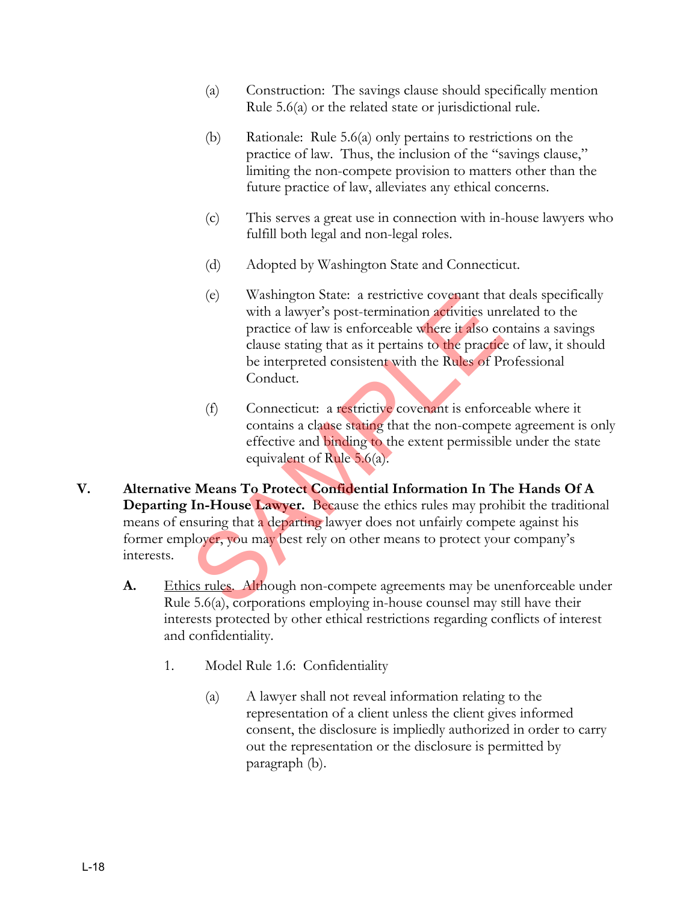(a) Construction: The savings clause should specifically mention Rule 5.6(a) or the related state or jurisdictional rule.

(b) Rationale: Rule 5.6(a) only pertains to restrictions on the practice of law. Thus, the inclusion of the "savings clause," limiting the non-compete provision to matters other than the future practice of law, alleviates any ethical concerns.

(c) This serves a great use in connection with in-house lawyers who fulfill both legal and non-legal roles.

(d) Adopted by Washington State and Connecticut.

(e) Washington State: a restrictive covenant that deals specifically with a lawyer's post-termination activities unrelated to the practice of law is enforceable where it also contains a savings clause stating that as it pertains to the practice of law, it should be interpreted consistent with the Rules of Professional Conduct.

(f) Connecticut: a restrictive covenant is enforceable where it contains a clause stating that the non-compete agreement is only effective and binding to the extent permissible under the state equivalent of Rule 5.6(a).

## V. Alternative Means To Protect Confidential Information In The Hands Of A Departing In-House Lawyer.

Because the ethics rules may prohibit the traditional means of ensuring that a departing lawyer does not unfairly compete against his former employer, you may best rely on other means to protect your company's interests.

**A.** Ethics rules. Although non-compete agreements may be unenforceable under Rule 5.6(a), corporations employing in-house counsel may still have their interests protected by other ethical restrictions regarding conflicts of interest and confidentiality.

1. Model Rule 1.6: Confidentiality

   (a) A lawyer shall not reveal information relating to the representation of a client unless the client gives informed consent, the disclosure is impliedly authorized in order to carry out the representation or the disclosure is permitted by paragraph (b).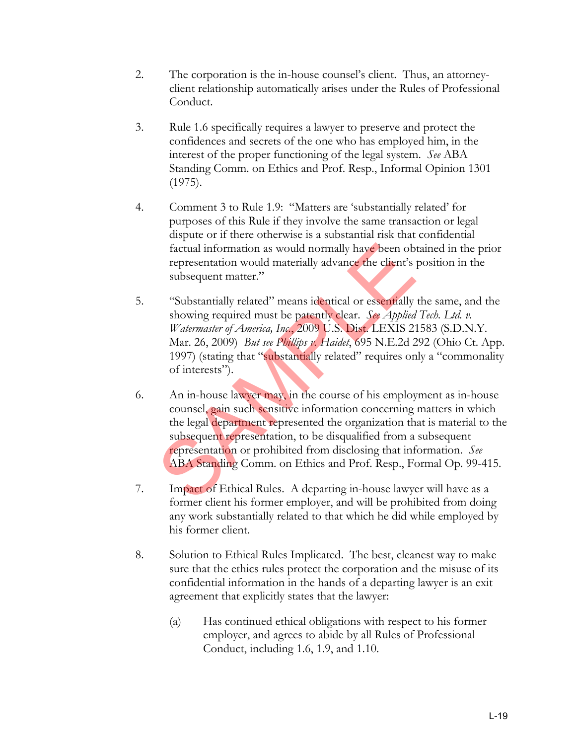2. The corporation is the in-house counsel's client. Thus, an attorney-client relationship automatically arises under the Rules of Professional Conduct.

3. Rule 1.6 specifically requires a lawyer to preserve and protect the confidences and secrets of the one who has employed him, in the interest of the proper functioning of the legal system. *See* ABA Standing Comm. on Ethics and Prof. Resp., Informal Opinion 1301 (1975).

4. Comment 3 to Rule 1.9: "Matters are 'substantially related' for purposes of this Rule if they involve the same transaction or legal dispute or if there otherwise is a substantial risk that confidential factual information as would normally have been obtained in the prior representation would materially advance the client's position in the subsequent matter."

5. "Substantially related" means identical or essentially the same, and the showing required must be patently clear. *See Applied Tech. Ltd. v. Watermaster of America, Inc.*, 2009 U.S. Dist. LEXIS 21583 (S.D.N.Y. Mar. 26, 2009) *But see Phillips v. Haidet*, 695 N.E.2d 292 (Ohio Ct. App. 1997) (stating that "substantially related" requires only a "commonality of interests").

6. An in-house lawyer may, in the course of his employment as in-house counsel, gain such sensitive information concerning matters in which the legal department represented the organization that is material to the subsequent representation, to be disqualified from a subsequent representation or prohibited from disclosing that information. *See* ABA Standing Comm. on Ethics and Prof. Resp., Formal Op. 99-415.

7. Impact of Ethical Rules. A departing in-house lawyer will have as a former client his former employer, and will be prohibited from doing any work substantially related to that which he did while employed by his former client.

8. Solution to Ethical Rules Implicated. The best, cleanest way to make sure that the ethics rules protect the corporation and the misuse of its confidential information in the hands of a departing lawyer is an exit agreement that explicitly states that the lawyer:

   (a) Has continued ethical obligations with respect to his former employer, and agrees to abide by all Rules of Professional Conduct, including 1.6, 1.9, and 1.10.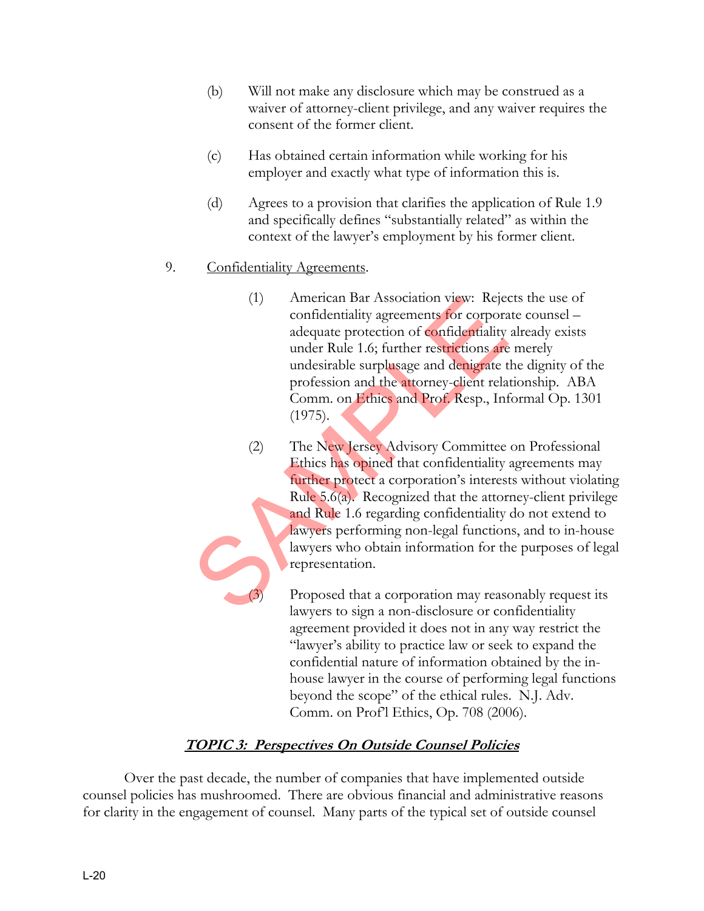(b) Will not make any disclosure which may be construed as a waiver of attorney-client privilege, and any waiver requires the consent of the former client.

(c) Has obtained certain information while working for his employer and exactly what type of information this is.

(d) Agrees to a provision that clarifies the application of Rule 1.9 and specifically defines "substantially related" as within the context of the lawyer's employment by his former client.

9. Confidentiality Agreements.

(1) American Bar Association view: Rejects the use of confidentiality agreements for corporate counsel – adequate protection of confidentiality already exists under Rule 1.6; further restrictions are merely undesirable surplusage and denigrate the dignity of the profession and the attorney-client relationship. ABA Comm. on Ethics and Prof. Resp., Informal Op. 1301 (1975).

(2) The New Jersey Advisory Committee on Professional Ethics has opined that confidentiality agreements may further protect a corporation's interests without violating Rule 5.6(a). Recognized that the attorney-client privilege and Rule 1.6 regarding confidentiality do not extend to lawyers performing non-legal functions, and to in-house lawyers who obtain information for the purposes of legal representation.

(3) Proposed that a corporation may reasonably request its lawyers to sign a non-disclosure or confidentiality agreement provided it does not in any way restrict the "lawyer's ability to practice law or seek to expand the confidential nature of information obtained by the in-house lawyer in the course of performing legal functions beyond the scope" of the ethical rules. N.J. Adv. Comm. on Prof'l Ethics, Op. 708 (2006).

## ***TOPIC 3: Perspectives On Outside Counsel Policies***

Over the past decade, the number of companies that have implemented outside counsel policies has mushroomed. There are obvious financial and administrative reasons for clarity in the engagement of counsel. Many parts of the typical set of outside counsel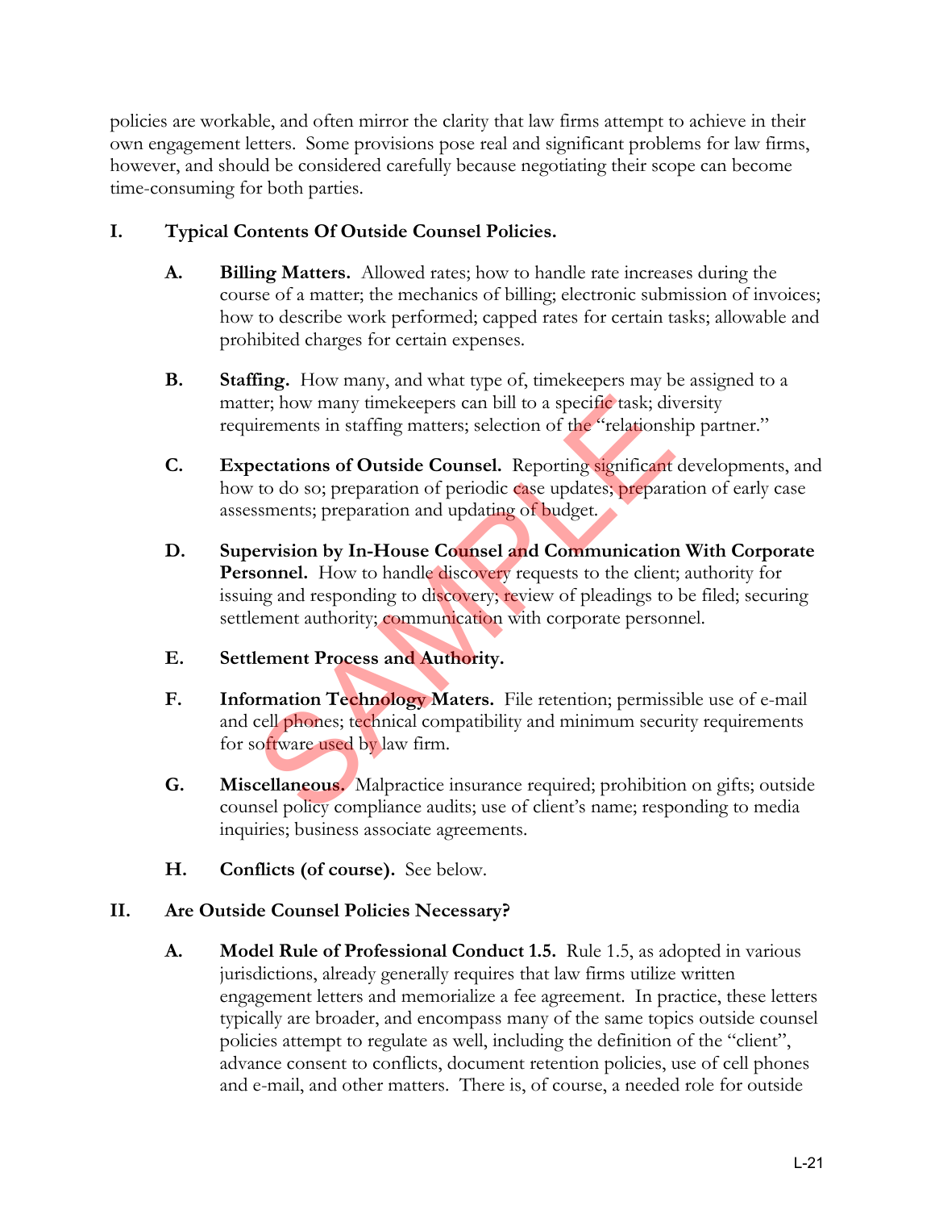policies are workable, and often mirror the clarity that law firms attempt to achieve in their own engagement letters. Some provisions pose real and significant problems for law firms, however, and should be considered carefully because negotiating their scope can become time-consuming for both parties.

## I. Typical Contents Of Outside Counsel Policies.

**A. Billing Matters.** Allowed rates; how to handle rate increases during the course of a matter; the mechanics of billing; electronic submission of invoices; how to describe work performed; capped rates for certain tasks; allowable and prohibited charges for certain expenses.

**B. Staffing.** How many, and what type of, timekeepers may be assigned to a matter; how many timekeepers can bill to a specific task; diversity requirements in staffing matters; selection of the "relationship partner."

**C. Expectations of Outside Counsel.** Reporting significant developments, and how to do so; preparation of periodic case updates; preparation of early case assessments; preparation and updating of budget.

**D. Supervision by In-House Counsel and Communication With Corporate Personnel.** How to handle discovery requests to the client; authority for issuing and responding to discovery; review of pleadings to be filed; securing settlement authority; communication with corporate personnel.

**E. Settlement Process and Authority.**

**F. Information Technology Maters.** File retention; permissible use of e-mail and cell phones; technical compatibility and minimum security requirements for software used by law firm.

**G. Miscellaneous.** Malpractice insurance required; prohibition on gifts; outside counsel policy compliance audits; use of client's name; responding to media inquiries; business associate agreements.

**H. Conflicts (of course).** See below.

## II. Are Outside Counsel Policies Necessary?

**A. Model Rule of Professional Conduct 1.5.** Rule 1.5, as adopted in various jurisdictions, already generally requires that law firms utilize written engagement letters and memorialize a fee agreement. In practice, these letters typically are broader, and encompass many of the same topics outside counsel policies attempt to regulate as well, including the definition of the "client", advance consent to conflicts, document retention policies, use of cell phones and e-mail, and other matters. There is, of course, a needed role for outside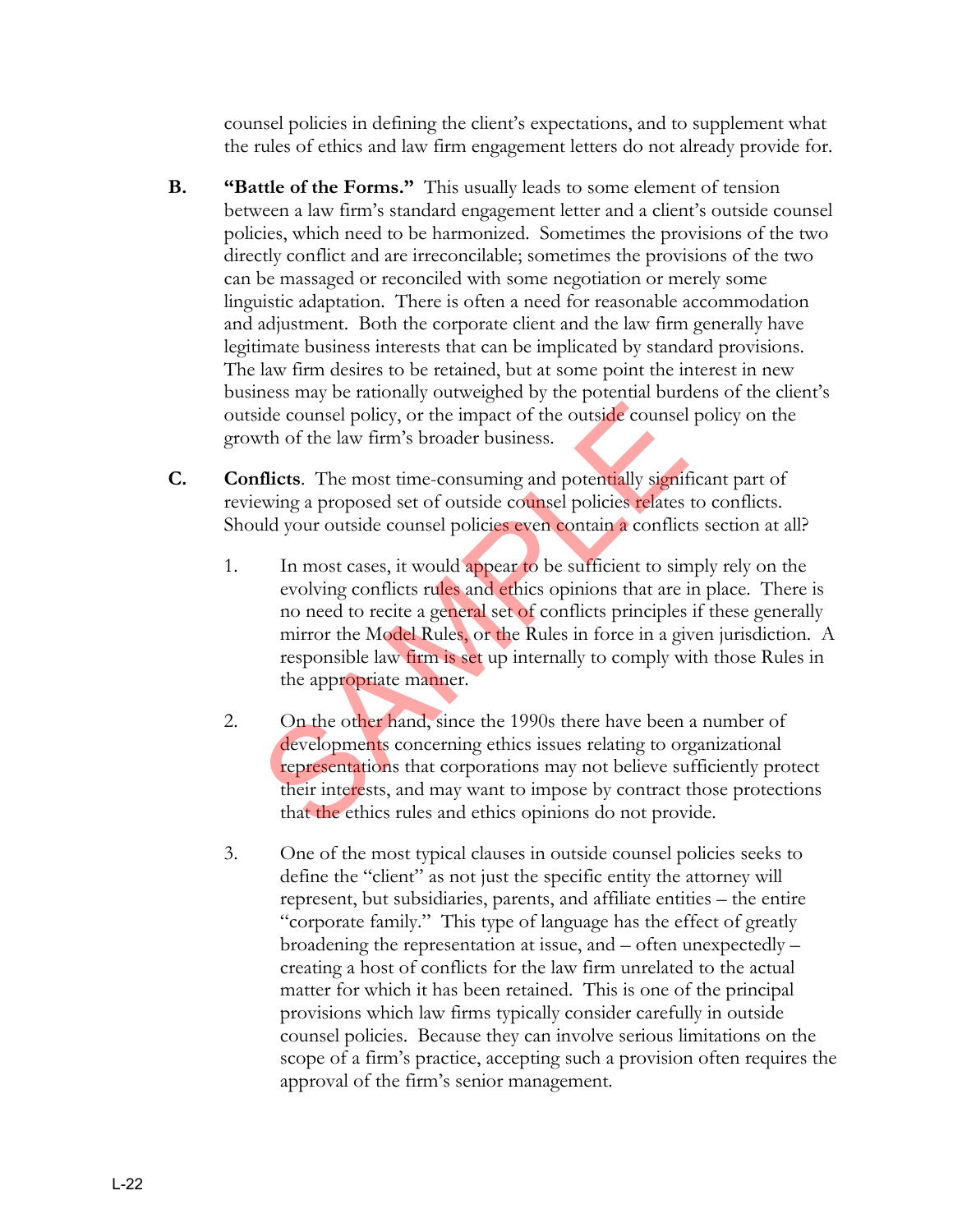counsel policies in defining the client's expectations, and to supplement what the rules of ethics and law firm engagement letters do not already provide for.

B. **"Battle of the Forms."** This usually leads to some element of tension between a law firm's standard engagement letter and a client's outside counsel policies, which need to be harmonized. Sometimes the provisions of the two directly conflict and are irreconcilable; sometimes the provisions of the two can be massaged or reconciled with some negotiation or merely some linguistic adaptation. There is often a need for reasonable accommodation and adjustment. Both the corporate client and the law firm generally have legitimate business interests that can be implicated by standard provisions. The law firm desires to be retained, but at some point the interest in new business may be rationally outweighed by the potential burdens of the client's outside counsel policy, or the impact of the outside counsel policy on the growth of the law firm's broader business.

C. **Conflicts**. The most time-consuming and potentially significant part of reviewing a proposed set of outside counsel policies relates to conflicts. Should your outside counsel policies even contain a conflicts section at all?

1. In most cases, it would appear to be sufficient to simply rely on the evolving conflicts rules and ethics opinions that are in place. There is no need to recite a general set of conflicts principles if these generally mirror the Model Rules, or the Rules in force in a given jurisdiction. A responsible law firm is set up internally to comply with those Rules in the appropriate manner.

2. On the other hand, since the 1990s there have been a number of developments concerning ethics issues relating to organizational representations that corporations may not believe sufficiently protect their interests, and may want to impose by contract those protections that the ethics rules and ethics opinions do not provide.

3. One of the most typical clauses in outside counsel policies seeks to define the "client" as not just the specific entity the attorney will represent, but subsidiaries, parents, and affiliate entities – the entire "corporate family." This type of language has the effect of greatly broadening the representation at issue, and – often unexpectedly – creating a host of conflicts for the law firm unrelated to the actual matter for which it has been retained. This is one of the principal provisions which law firms typically consider carefully in outside counsel policies. Because they can involve serious limitations on the scope of a firm's practice, accepting such a provision often requires the approval of the firm's senior management.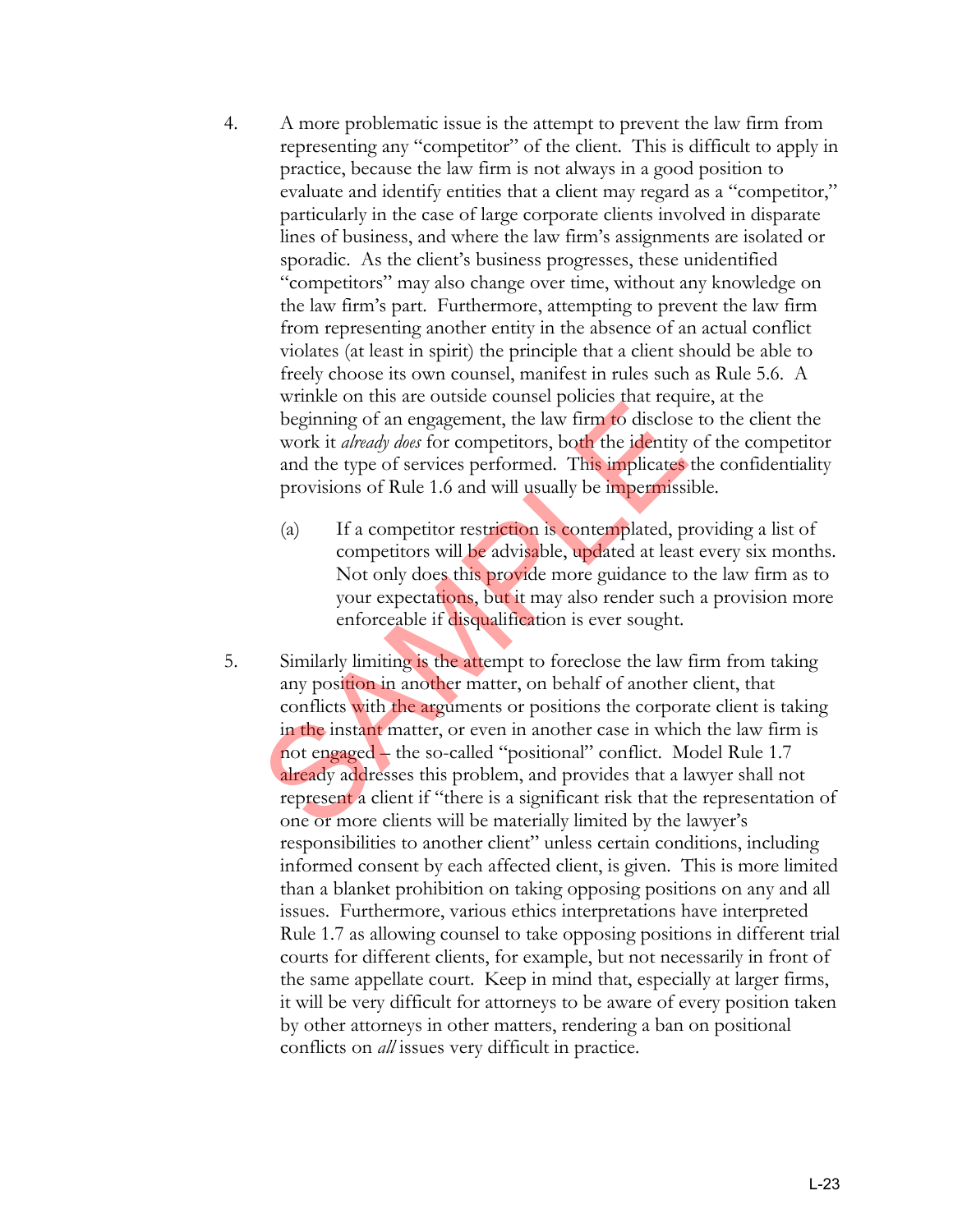4. A more problematic issue is the attempt to prevent the law firm from representing any "competitor" of the client. This is difficult to apply in practice, because the law firm is not always in a good position to evaluate and identify entities that a client may regard as a "competitor," particularly in the case of large corporate clients involved in disparate lines of business, and where the law firm's assignments are isolated or sporadic. As the client's business progresses, these unidentified "competitors" may also change over time, without any knowledge on the law firm's part. Furthermore, attempting to prevent the law firm from representing another entity in the absence of an actual conflict violates (at least in spirit) the principle that a client should be able to freely choose its own counsel, manifest in rules such as Rule 5.6. A wrinkle on this are outside counsel policies that require, at the beginning of an engagement, the law firm to disclose to the client the work it *already does* for competitors, both the identity of the competitor and the type of services performed. This implicates the confidentiality provisions of Rule 1.6 and will usually be impermissible.

   (a) If a competitor restriction is contemplated, providing a list of competitors will be advisable, updated at least every six months. Not only does this provide more guidance to the law firm as to your expectations, but it may also render such a provision more enforceable if disqualification is ever sought.

5. Similarly limiting is the attempt to foreclose the law firm from taking any position in another matter, on behalf of another client, that conflicts with the arguments or positions the corporate client is taking in the instant matter, or even in another case in which the law firm is not engaged – the so-called "positional" conflict. Model Rule 1.7 already addresses this problem, and provides that a lawyer shall not represent a client if "there is a significant risk that the representation of one or more clients will be materially limited by the lawyer's responsibilities to another client" unless certain conditions, including informed consent by each affected client, is given. This is more limited than a blanket prohibition on taking opposing positions on any and all issues. Furthermore, various ethics interpretations have interpreted Rule 1.7 as allowing counsel to take opposing positions in different trial courts for different clients, for example, but not necessarily in front of the same appellate court. Keep in mind that, especially at larger firms, it will be very difficult for attorneys to be aware of every position taken by other attorneys in other matters, rendering a ban on positional conflicts on *all* issues very difficult in practice.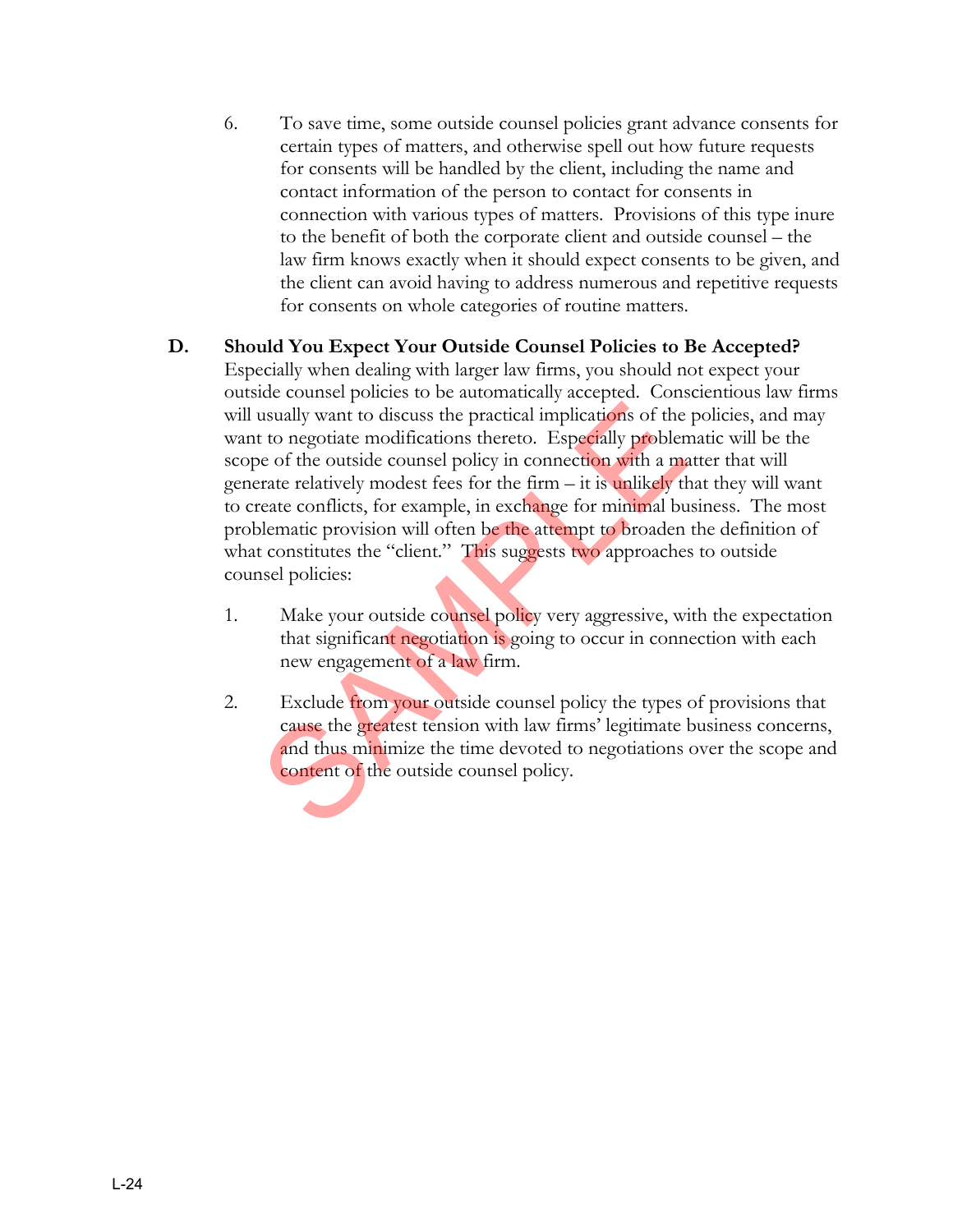6. To save time, some outside counsel policies grant advance consents for certain types of matters, and otherwise spell out how future requests for consents will be handled by the client, including the name and contact information of the person to contact for consents in connection with various types of matters. Provisions of this type inure to the benefit of both the corporate client and outside counsel – the law firm knows exactly when it should expect consents to be given, and the client can avoid having to address numerous and repetitive requests for consents on whole categories of routine matters.

**D. Should You Expect Your Outside Counsel Policies to Be Accepted?** Especially when dealing with larger law firms, you should not expect your outside counsel policies to be automatically accepted. Conscientious law firms will usually want to discuss the practical implications of the policies, and may want to negotiate modifications thereto. Especially problematic will be the scope of the outside counsel policy in connection with a matter that will generate relatively modest fees for the firm – it is unlikely that they will want to create conflicts, for example, in exchange for minimal business. The most problematic provision will often be the attempt to broaden the definition of what constitutes the "client." This suggests two approaches to outside counsel policies:

1. Make your outside counsel policy very aggressive, with the expectation that significant negotiation is going to occur in connection with each new engagement of a law firm.

2. Exclude from your outside counsel policy the types of provisions that cause the greatest tension with law firms' legitimate business concerns, and thus minimize the time devoted to negotiations over the scope and content of the outside counsel policy.